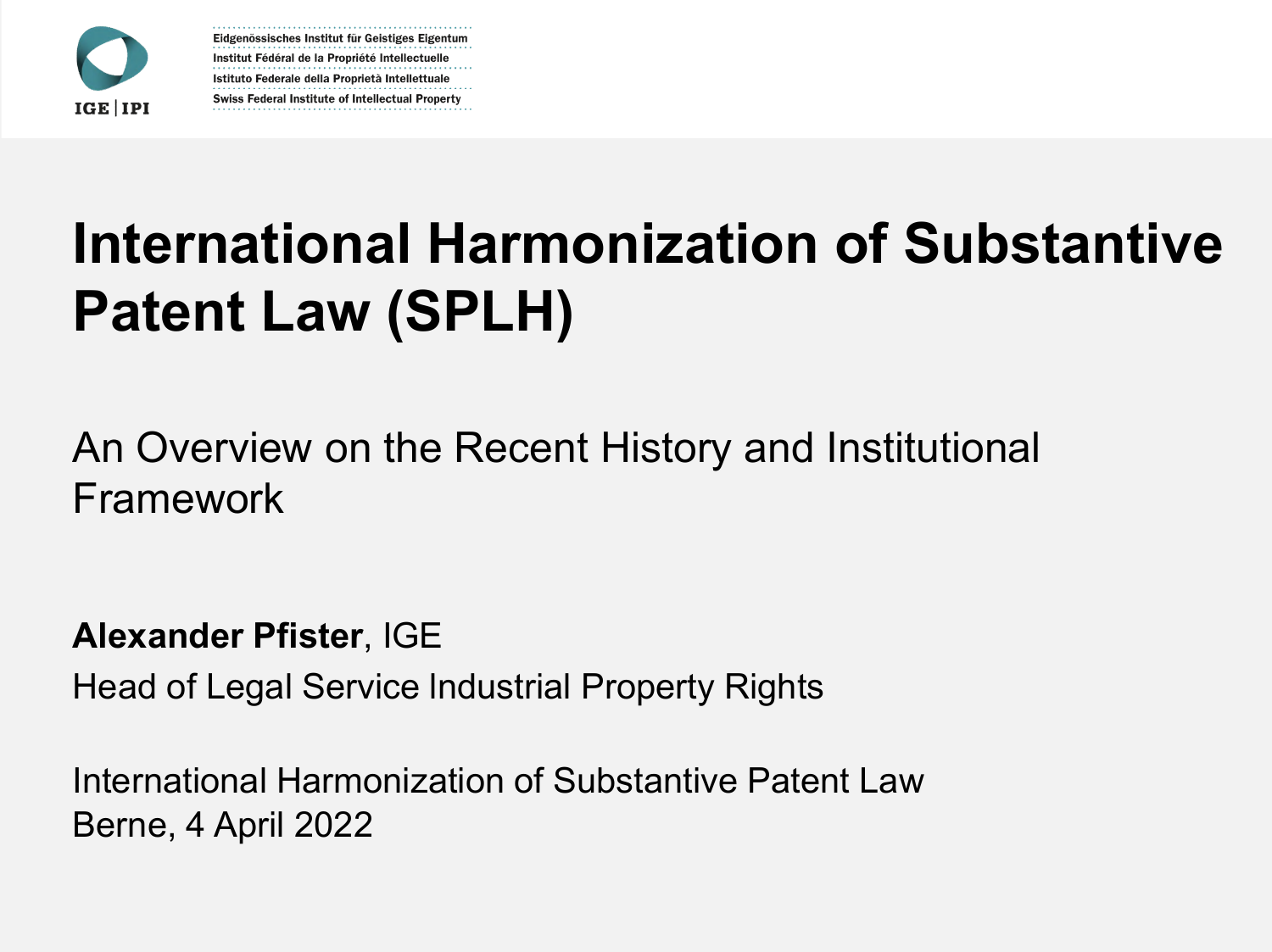IGE | IPI

Eidgenössisches Institut für Geistiges Eigentum
Institut Fédéral de la Propriété Intellectuelle
Istituto Federale della Proprietà Intellettuale
Swiss Federal Institute of Intellectual Property

# International Harmonization of Substantive Patent Law (SPLH)

## An Overview on the Recent History and Institutional Framework

**Alexander Pfister**, IGE
Head of Legal Service Industrial Property Rights

International Harmonization of Substantive Patent Law
Berne, 4 April 2022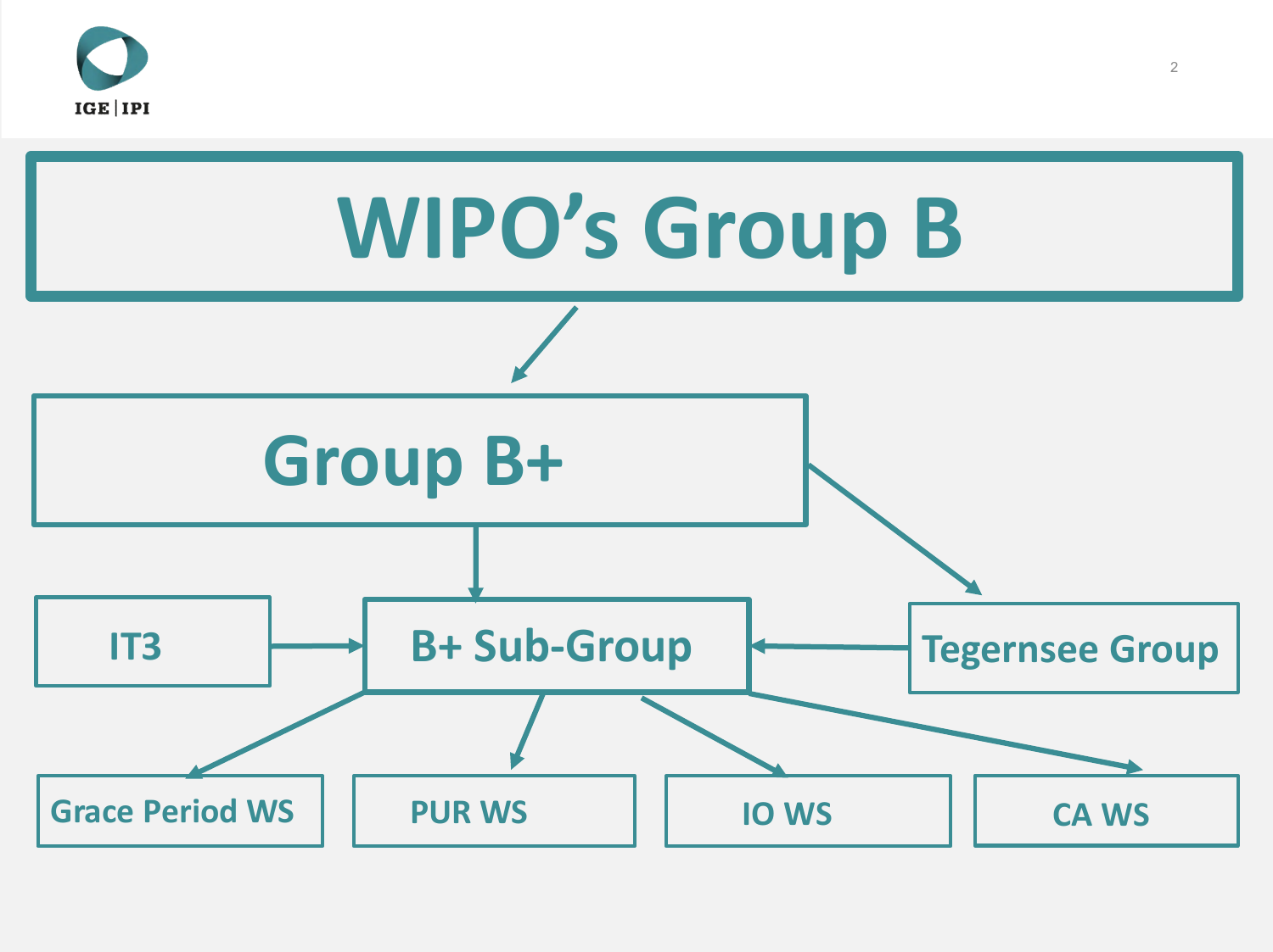# WIPO's Group B

- Group B+
  - B+ Sub-Group
    - Grace Period WS
    - PUR WS
    - IO WS
    - CA WS
  - Tegernsee Group
    - B+ Sub-Group
- IT3
  - B+ Sub-Group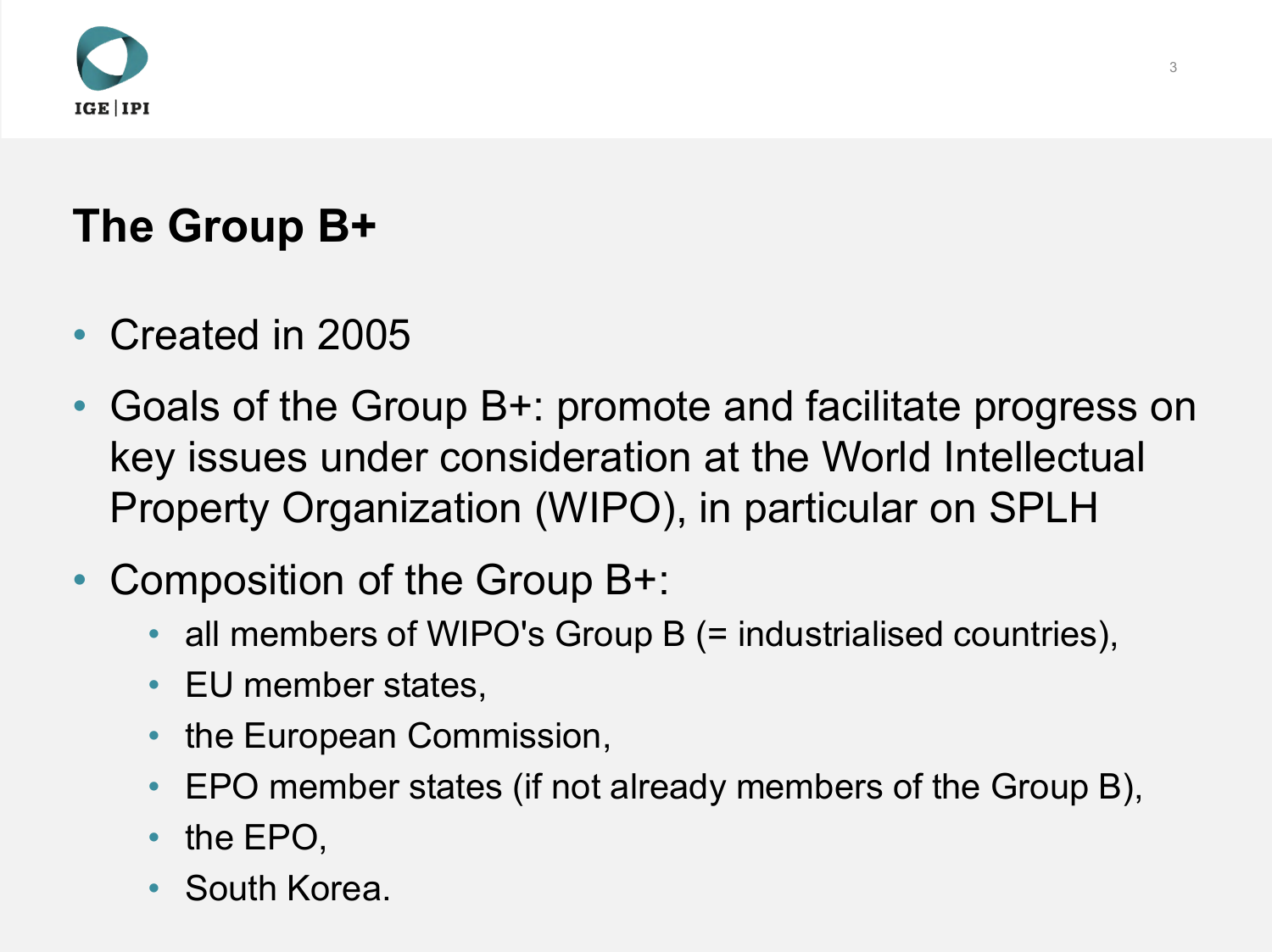# The Group B+

- Created in 2005
- Goals of the Group B+: promote and facilitate progress on key issues under consideration at the World Intellectual Property Organization (WIPO), in particular on SPLH
- Composition of the Group B+:
  - all members of WIPO's Group B (= industrialised countries),
  - EU member states,
  - the European Commission,
  - EPO member states (if not already members of the Group B),
  - the EPO,
  - South Korea.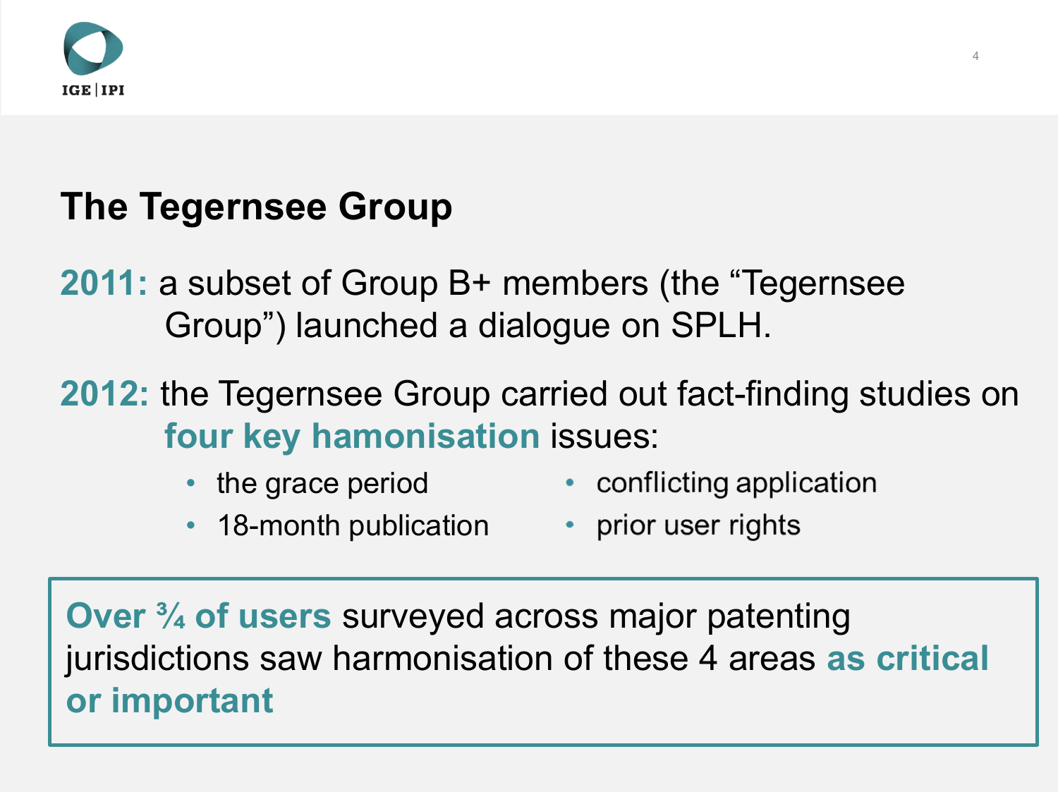## The Tegernsee Group

**2011:** a subset of Group B+ members (the "Tegernsee Group") launched a dialogue on SPLH.

**2012:** the Tegernsee Group carried out fact-finding studies on **four key hamonisation** issues:

- the grace period
- 18-month publication
- conflicting application
- prior user rights

**Over ¾ of users** surveyed across major patenting jurisdictions saw harmonisation of these 4 areas **as critical or important**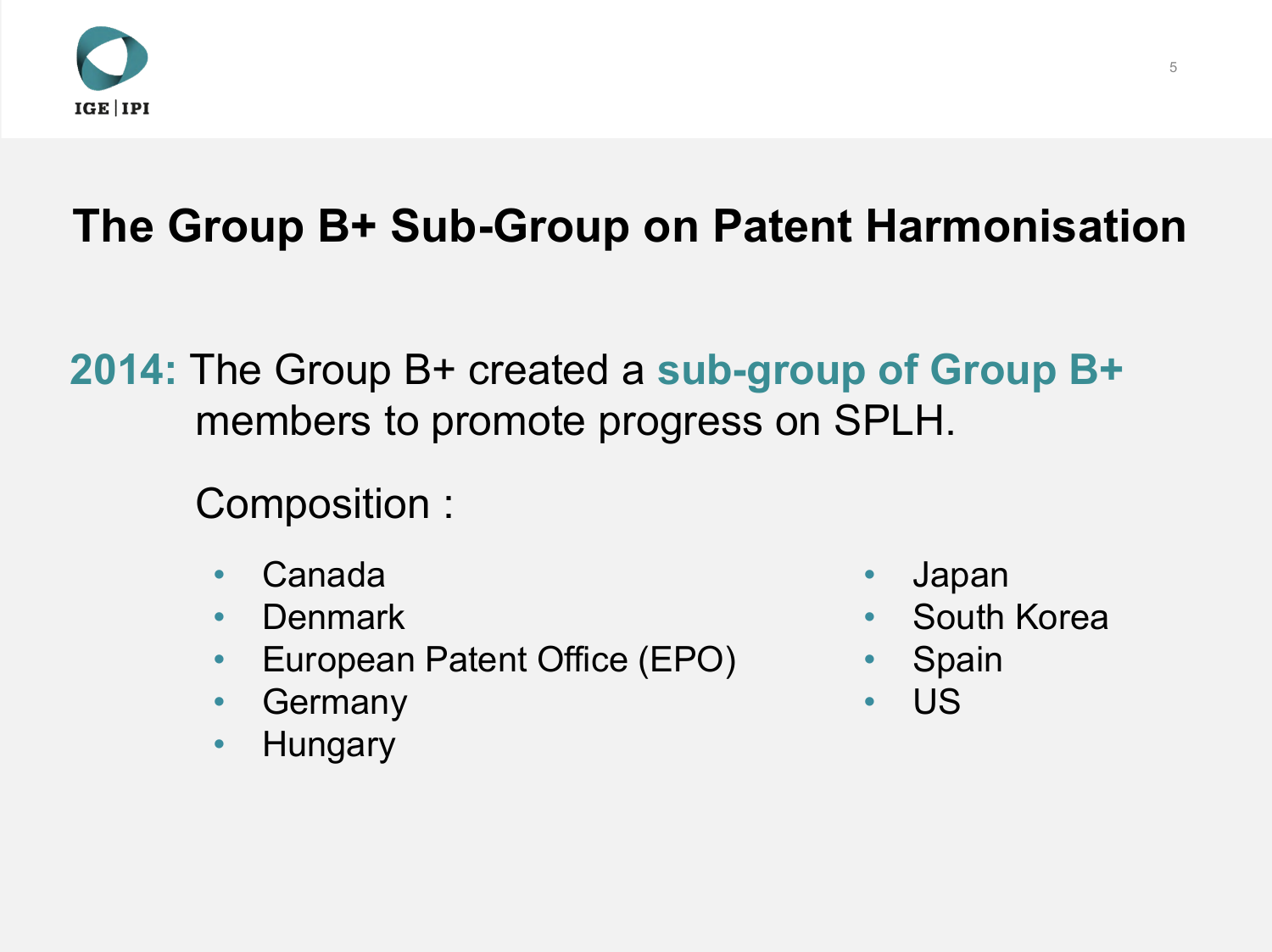# The Group B+ Sub-Group on Patent Harmonisation

**2014:** The Group B+ created a **sub-group of Group B+** members to promote progress on SPLH.

Composition :

- Canada
- Denmark
- European Patent Office (EPO)
- Germany
- Hungary
- Japan
- South Korea
- Spain
- US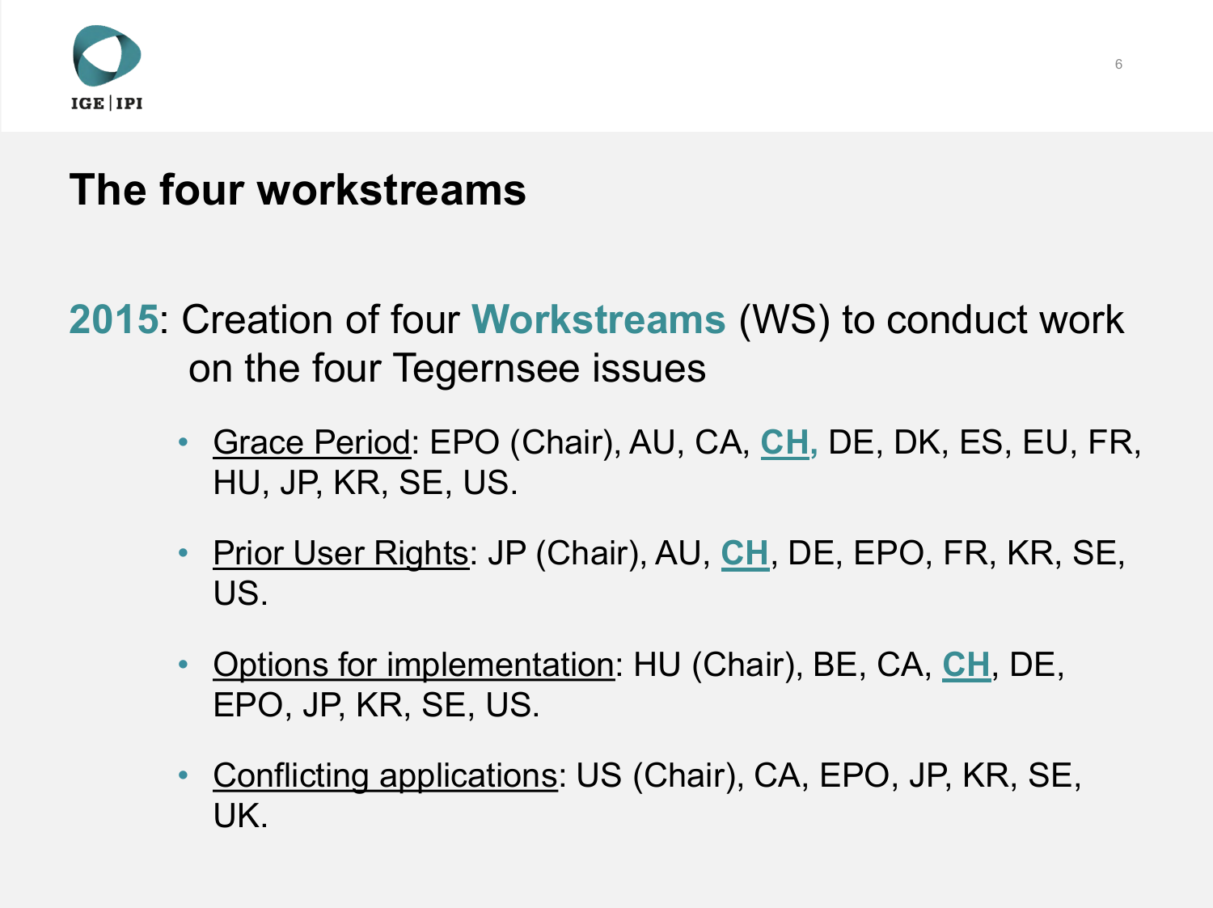# The four workstreams

**2015**: Creation of four **Workstreams** (WS) to conduct work on the four Tegernsee issues

- Grace Period: EPO (Chair), AU, CA, **CH,** DE, DK, ES, EU, FR, HU, JP, KR, SE, US.
- Prior User Rights: JP (Chair), AU, **CH**, DE, EPO, FR, KR, SE, US.
- Options for implementation: HU (Chair), BE, CA, **CH**, DE, EPO, JP, KR, SE, US.
- Conflicting applications: US (Chair), CA, EPO, JP, KR, SE, UK.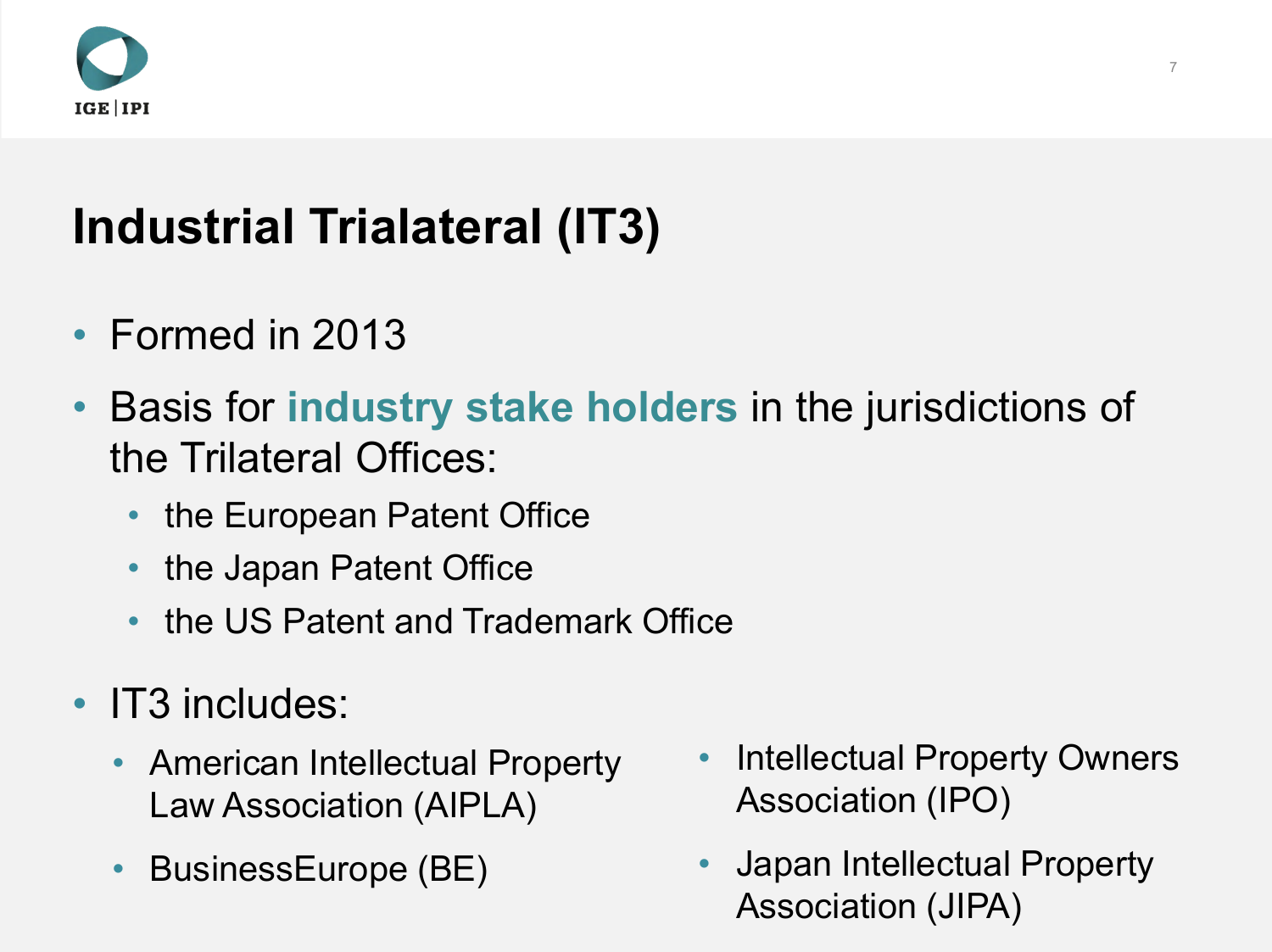# Industrial Trialateral (IT3)

- Formed in 2013
- Basis for **industry stake holders** in the jurisdictions of the Trilateral Offices:
  - the European Patent Office
  - the Japan Patent Office
  - the US Patent and Trademark Office
- IT3 includes:
  - American Intellectual Property Law Association (AIPLA)
  - BusinessEurope (BE)
  - Intellectual Property Owners Association (IPO)
  - Japan Intellectual Property Association (JIPA)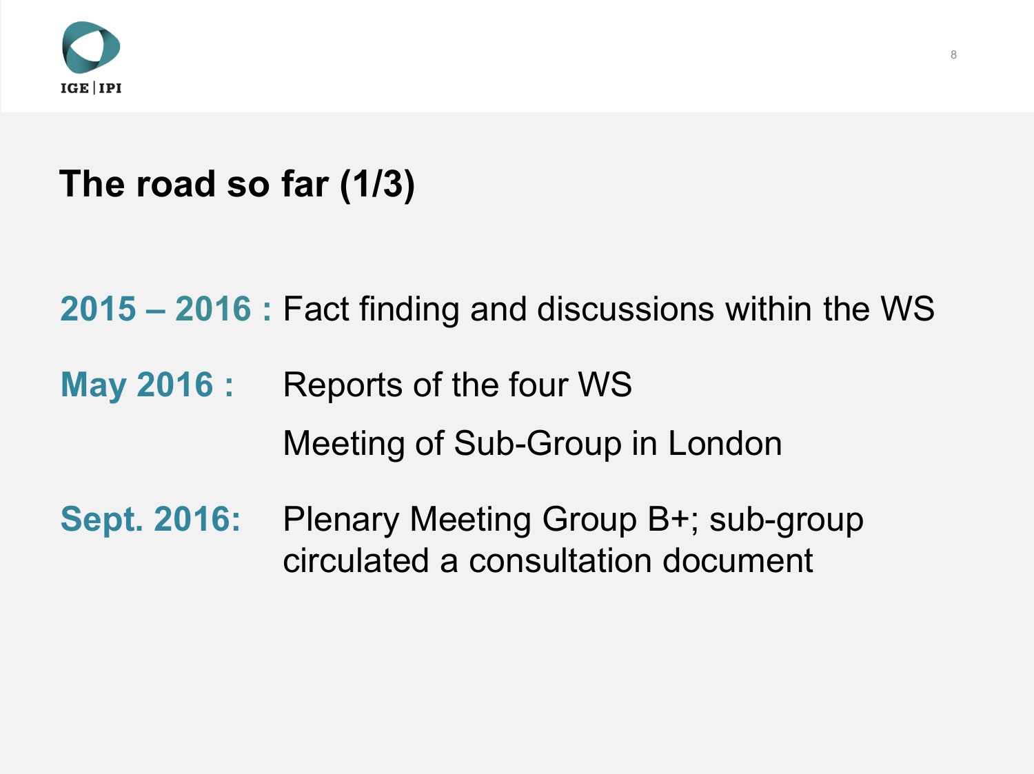# The road so far (1/3)

**2015 – 2016 :** Fact finding and discussions within the WS

**May 2016 :** Reports of the four WS

Meeting of Sub-Group in London

**Sept. 2016:** Plenary Meeting Group B+; sub-group circulated a consultation document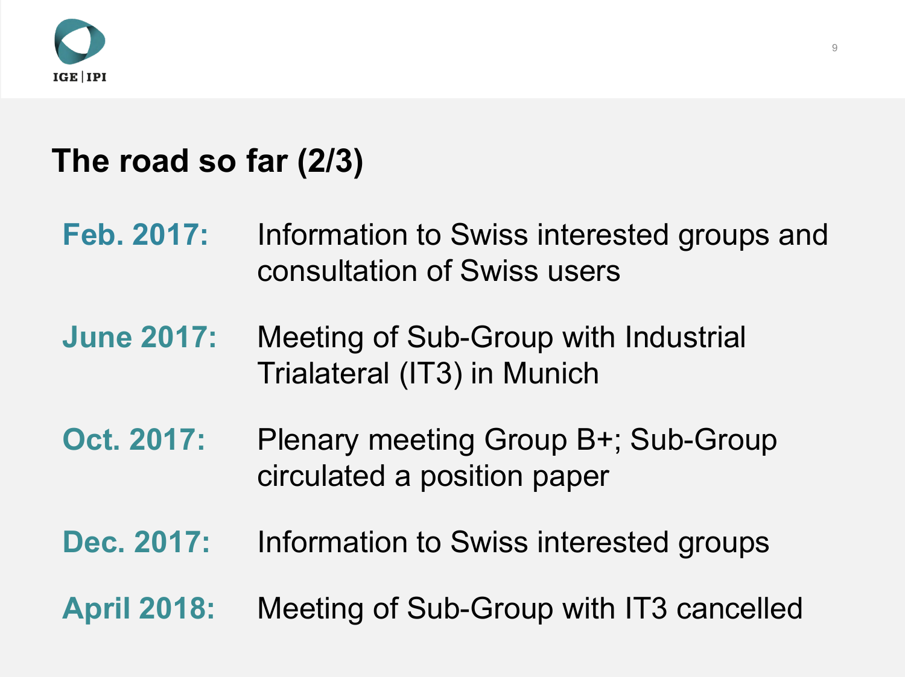## The road so far (2/3)

**Feb. 2017:** Information to Swiss interested groups and consultation of Swiss users

**June 2017:** Meeting of Sub-Group with Industrial Trialateral (IT3) in Munich

**Oct. 2017:** Plenary meeting Group B+; Sub-Group circulated a position paper

**Dec. 2017:** Information to Swiss interested groups

**April 2018:** Meeting of Sub-Group with IT3 cancelled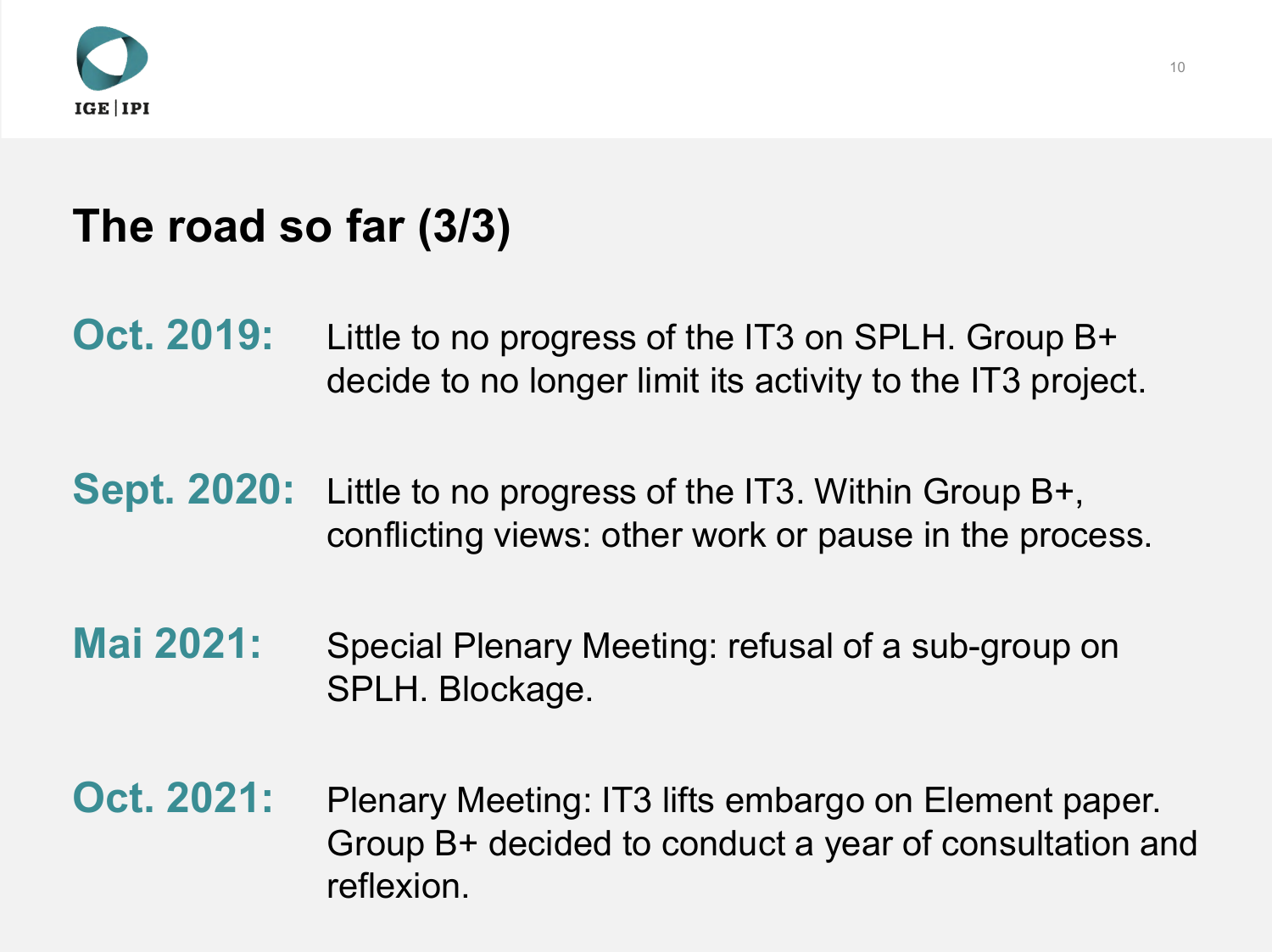# The road so far (3/3)

**Oct. 2019:** Little to no progress of the IT3 on SPLH. Group B+ decide to no longer limit its activity to the IT3 project.

**Sept. 2020:** Little to no progress of the IT3. Within Group B+, conflicting views: other work or pause in the process.

**Mai 2021:** Special Plenary Meeting: refusal of a sub-group on SPLH. Blockage.

**Oct. 2021:** Plenary Meeting: IT3 lifts embargo on Element paper. Group B+ decided to conduct a year of consultation and reflexion.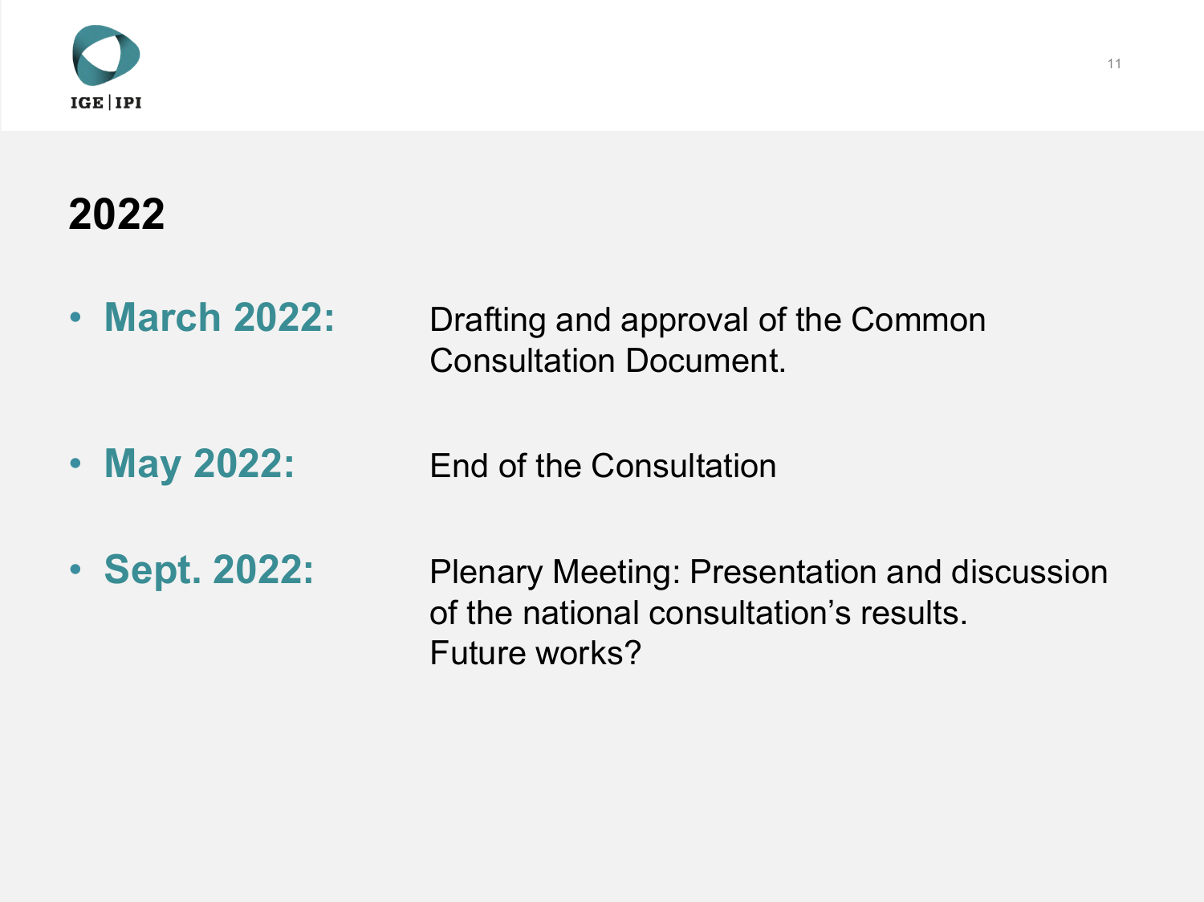# 2022

- **March 2022:** Drafting and approval of the Common Consultation Document.
- **May 2022:** End of the Consultation
- **Sept. 2022:** Plenary Meeting: Presentation and discussion of the national consultation's results. Future works?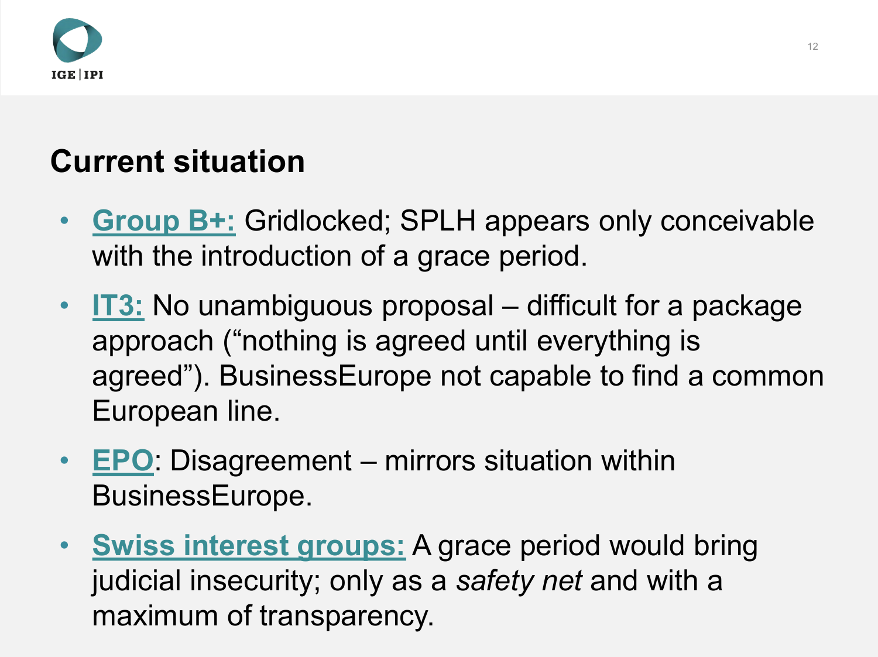## Current situation

- **Group B+:** Gridlocked; SPLH appears only conceivable with the introduction of a grace period.
- **IT3:** No unambiguous proposal – difficult for a package approach ("nothing is agreed until everything is agreed"). BusinessEurope not capable to find a common European line.
- **EPO**: Disagreement – mirrors situation within BusinessEurope.
- **Swiss interest groups:** A grace period would bring judicial insecurity; only as a *safety net* and with a maximum of transparency.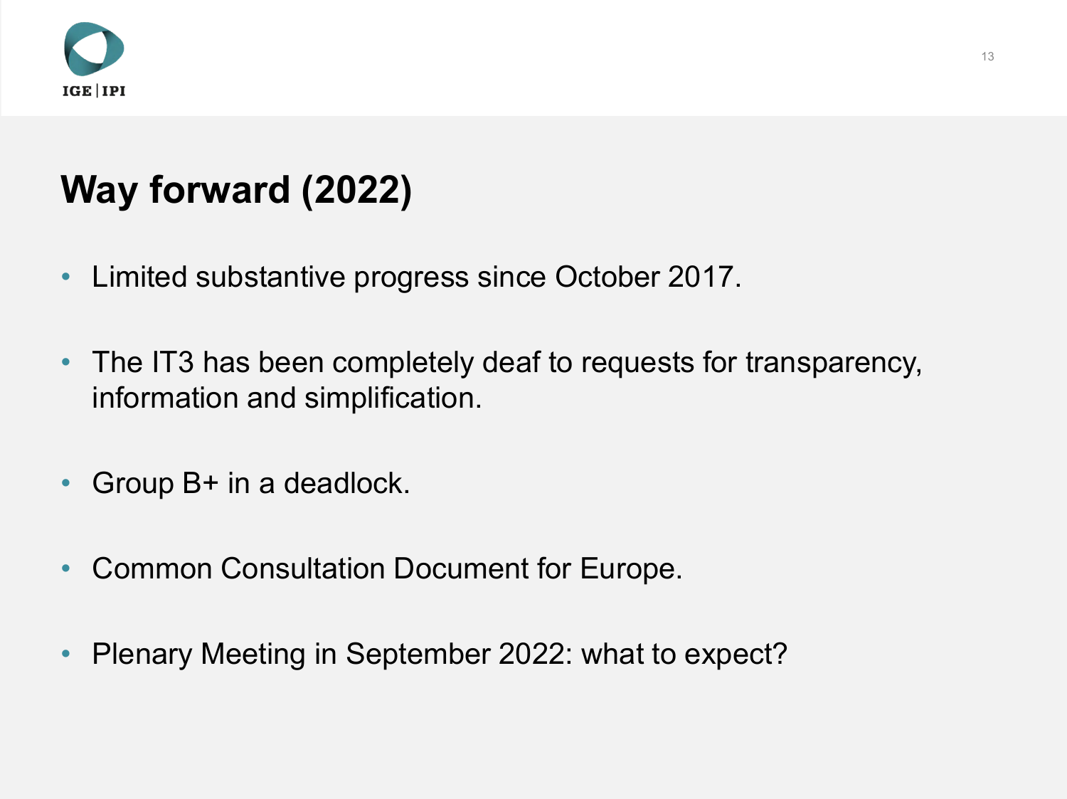# Way forward (2022)

- Limited substantive progress since October 2017.
- The IT3 has been completely deaf to requests for transparency, information and simplification.
- Group B+ in a deadlock.
- Common Consultation Document for Europe.
- Plenary Meeting in September 2022: what to expect?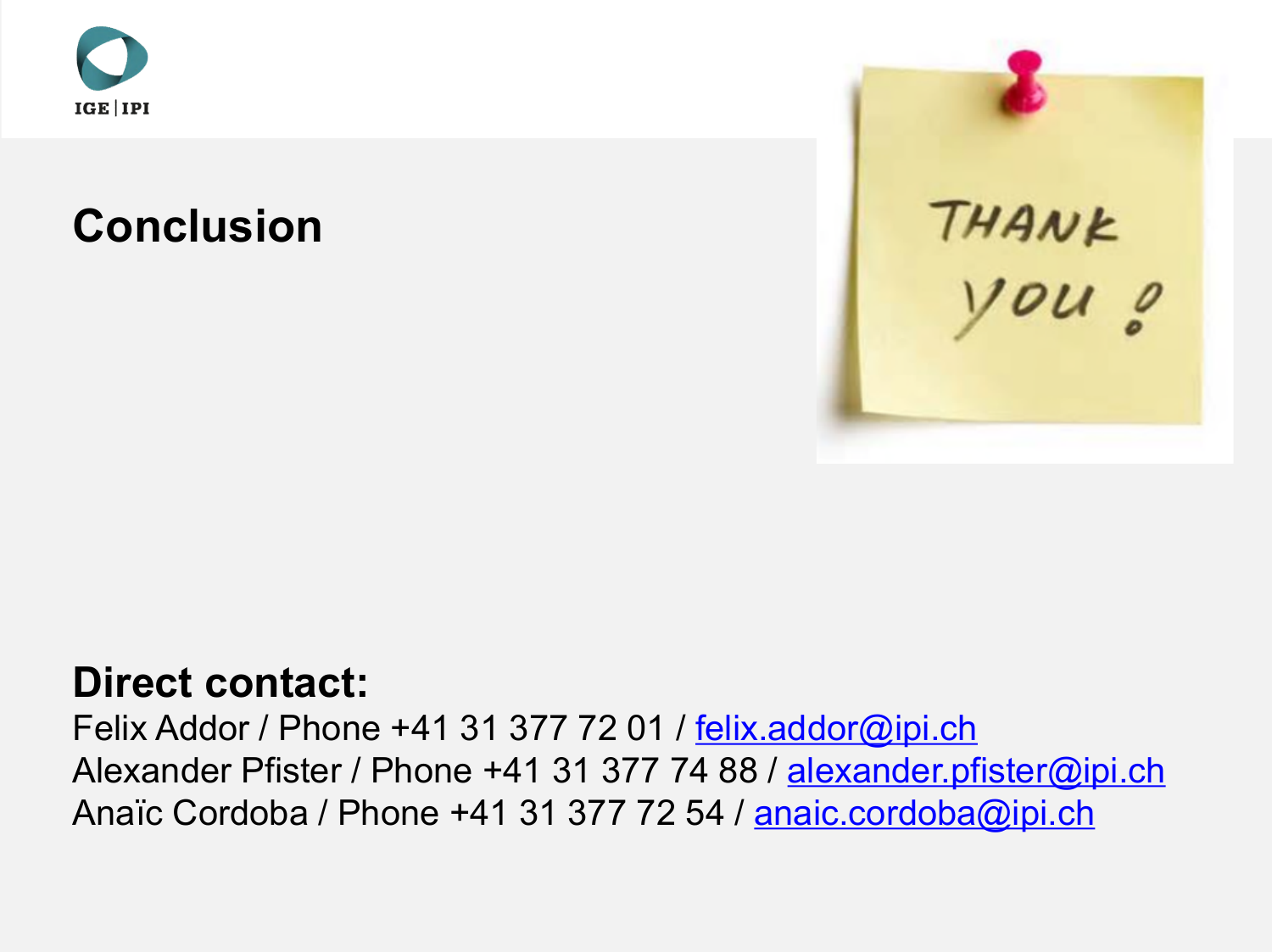## Conclusion

**Direct contact:**

Felix Addor / Phone +41 31 377 72 01 / felix.addor@ipi.ch
Alexander Pfister / Phone +41 31 377 74 88 / alexander.pfister@ipi.ch
Anaïc Cordoba / Phone +41 31 377 72 54 / anaic.cordoba@ipi.ch